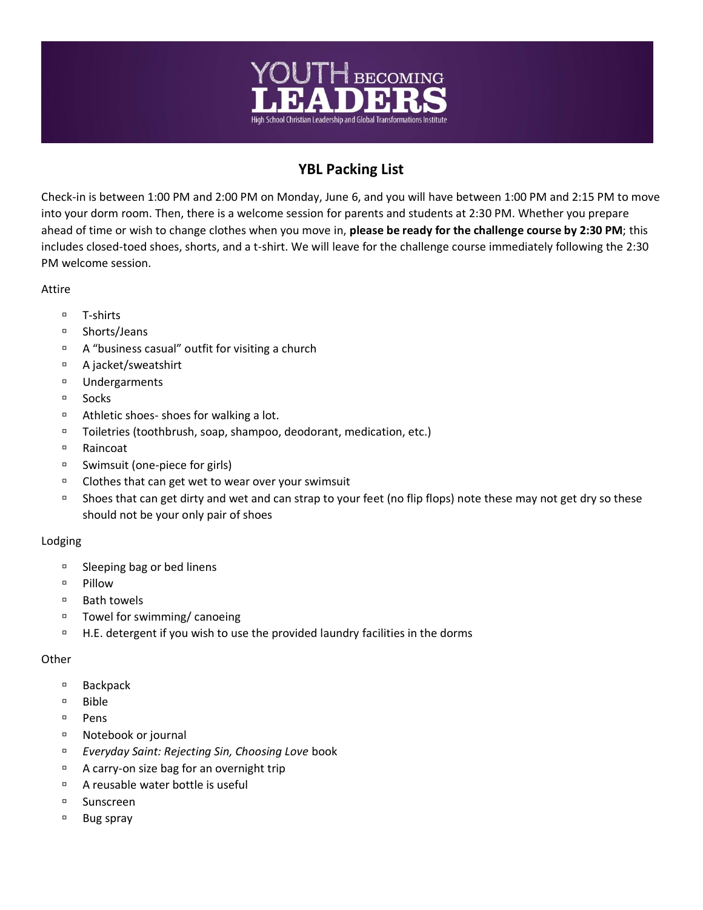# YOUTH BECOMING LEADERS

High School Christian Leadership and Global Transformations Institute

## YBL Packing List

Check-in is between 1:00 PM and 2:00 PM on Monday, June 6, and you will have between 1:00 PM and 2:15 PM to move into your dorm room. Then, there is a welcome session for parents and students at 2:30 PM. Whether you prepare ahead of time or wish to change clothes when you move in, **please be ready for the challenge course by 2:30 PM**; this includes closed-toed shoes, shorts, and a t-shirt. We will leave for the challenge course immediately following the 2:30 PM welcome session.

Attire

- T-shirts
- Shorts/Jeans
- A "business casual" outfit for visiting a church
- A jacket/sweatshirt
- Undergarments
- Socks
- Athletic shoes- shoes for walking a lot.
- Toiletries (toothbrush, soap, shampoo, deodorant, medication, etc.)
- Raincoat
- Swimsuit (one-piece for girls)
- Clothes that can get wet to wear over your swimsuit
- Shoes that can get dirty and wet and can strap to your feet (no flip flops) note these may not get dry so these should not be your only pair of shoes

Lodging

- Sleeping bag or bed linens
- Pillow
- Bath towels
- Towel for swimming/ canoeing
- H.E. detergent if you wish to use the provided laundry facilities in the dorms

Other

- Backpack
- Bible
- Pens
- Notebook or journal
- *Everyday Saint: Rejecting Sin, Choosing Love* book
- A carry-on size bag for an overnight trip
- A reusable water bottle is useful
- Sunscreen
- Bug spray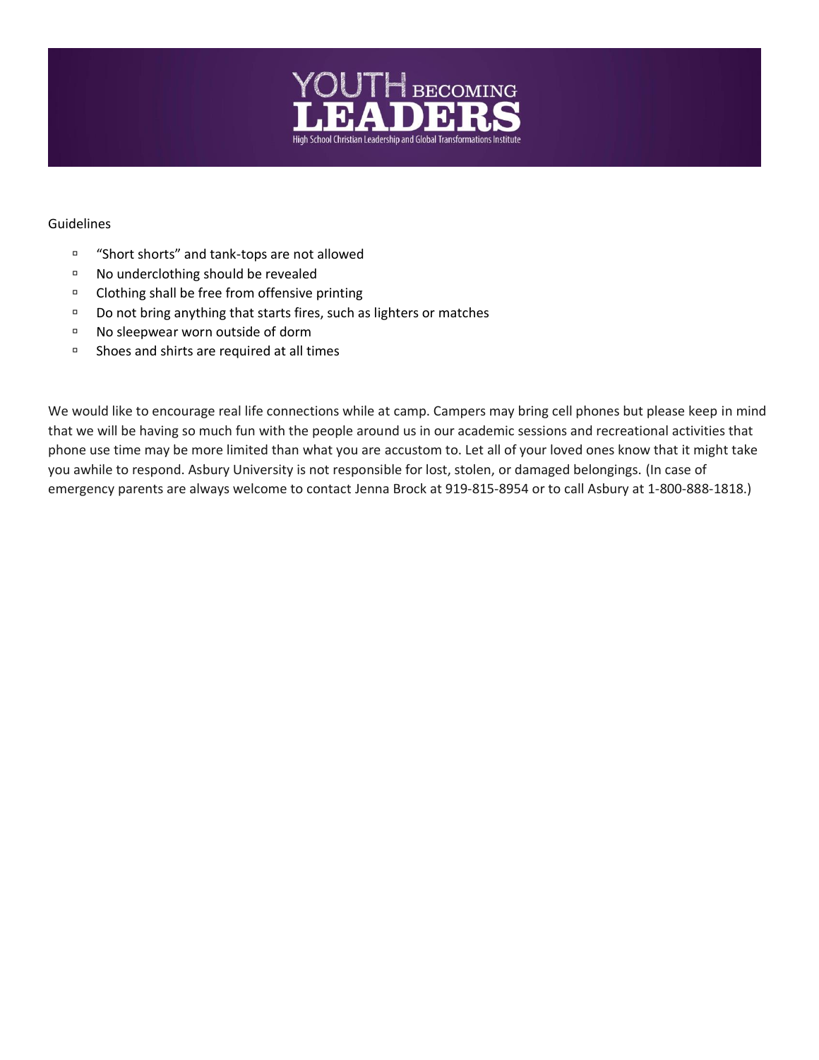# YOUTH BECOMING LEADERS

High School Christian Leadership and Global Transformations Institute

Guidelines

- "Short shorts" and tank-tops are not allowed
- No underclothing should be revealed
- Clothing shall be free from offensive printing
- Do not bring anything that starts fires, such as lighters or matches
- No sleepwear worn outside of dorm
- Shoes and shirts are required at all times

We would like to encourage real life connections while at camp. Campers may bring cell phones but please keep in mind that we will be having so much fun with the people around us in our academic sessions and recreational activities that phone use time may be more limited than what you are accustom to. Let all of your loved ones know that it might take you awhile to respond. Asbury University is not responsible for lost, stolen, or damaged belongings. (In case of emergency parents are always welcome to contact Jenna Brock at 919-815-8954 or to call Asbury at 1-800-888-1818.)